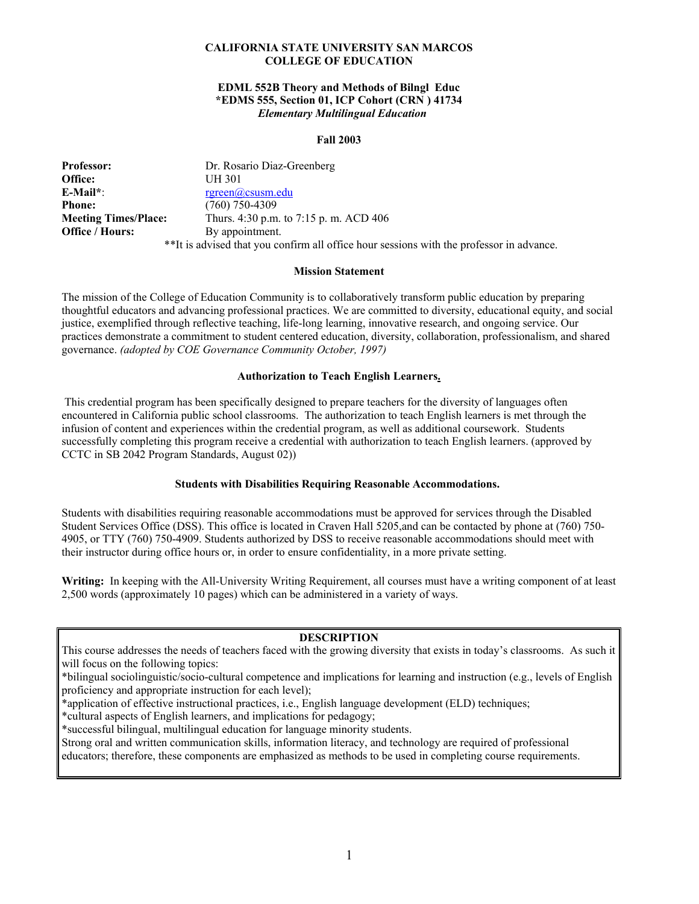**CALIFORNIA STATE UNIVERSITY SAN MARCOS**
**COLLEGE OF EDUCATION**

**EDML 552B Theory and Methods of Bilngl Educ**
**\*EDMS 555, Section 01, ICP Cohort (CRN ) 41734**
***Elementary Multilingual Education***

**Fall 2003**

| | |
|---|---|
| **Professor:** | Dr. Rosario Diaz-Greenberg |
| **Office:** | UH 301 |
| **E-Mail\*:** | rgreen@csusm.edu |
| **Phone:** | (760) 750-4309 |
| **Meeting Times/Place:** | Thurs. 4:30 p.m. to 7:15 p. m. ACD 406 |
| **Office / Hours:** | By appointment. |

\*\*It is advised that you confirm all office hour sessions with the professor in advance.

### Mission Statement

The mission of the College of Education Community is to collaboratively transform public education by preparing thoughtful educators and advancing professional practices. We are committed to diversity, educational equity, and social justice, exemplified through reflective teaching, life-long learning, innovative research, and ongoing service. Our practices demonstrate a commitment to student centered education, diversity, collaboration, professionalism, and shared governance. *(adopted by COE Governance Community October, 1997)*

### Authorization to Teach English Learners.

This credential program has been specifically designed to prepare teachers for the diversity of languages often encountered in California public school classrooms. The authorization to teach English learners is met through the infusion of content and experiences within the credential program, as well as additional coursework. Students successfully completing this program receive a credential with authorization to teach English learners. (approved by CCTC in SB 2042 Program Standards, August 02))

### Students with Disabilities Requiring Reasonable Accommodations.

Students with disabilities requiring reasonable accommodations must be approved for services through the Disabled Student Services Office (DSS). This office is located in Craven Hall 5205,and can be contacted by phone at (760) 750-4905, or TTY (760) 750-4909. Students authorized by DSS to receive reasonable accommodations should meet with their instructor during office hours or, in order to ensure confidentiality, in a more private setting.

**Writing:** In keeping with the All-University Writing Requirement, all courses must have a writing component of at least 2,500 words (approximately 10 pages) which can be administered in a variety of ways.

### DESCRIPTION

This course addresses the needs of teachers faced with the growing diversity that exists in today's classrooms. As such it will focus on the following topics:

*bilingual sociolinguistic/socio-cultural competence and implications for learning and instruction (e.g., levels of English proficiency and appropriate instruction for each level);

*application of effective instructional practices, i.e., English language development (ELD) techniques;

*cultural aspects of English learners, and implications for pedagogy;

*successful bilingual, multilingual education for language minority students.

Strong oral and written communication skills, information literacy, and technology are required of professional educators; therefore, these components are emphasized as methods to be used in completing course requirements.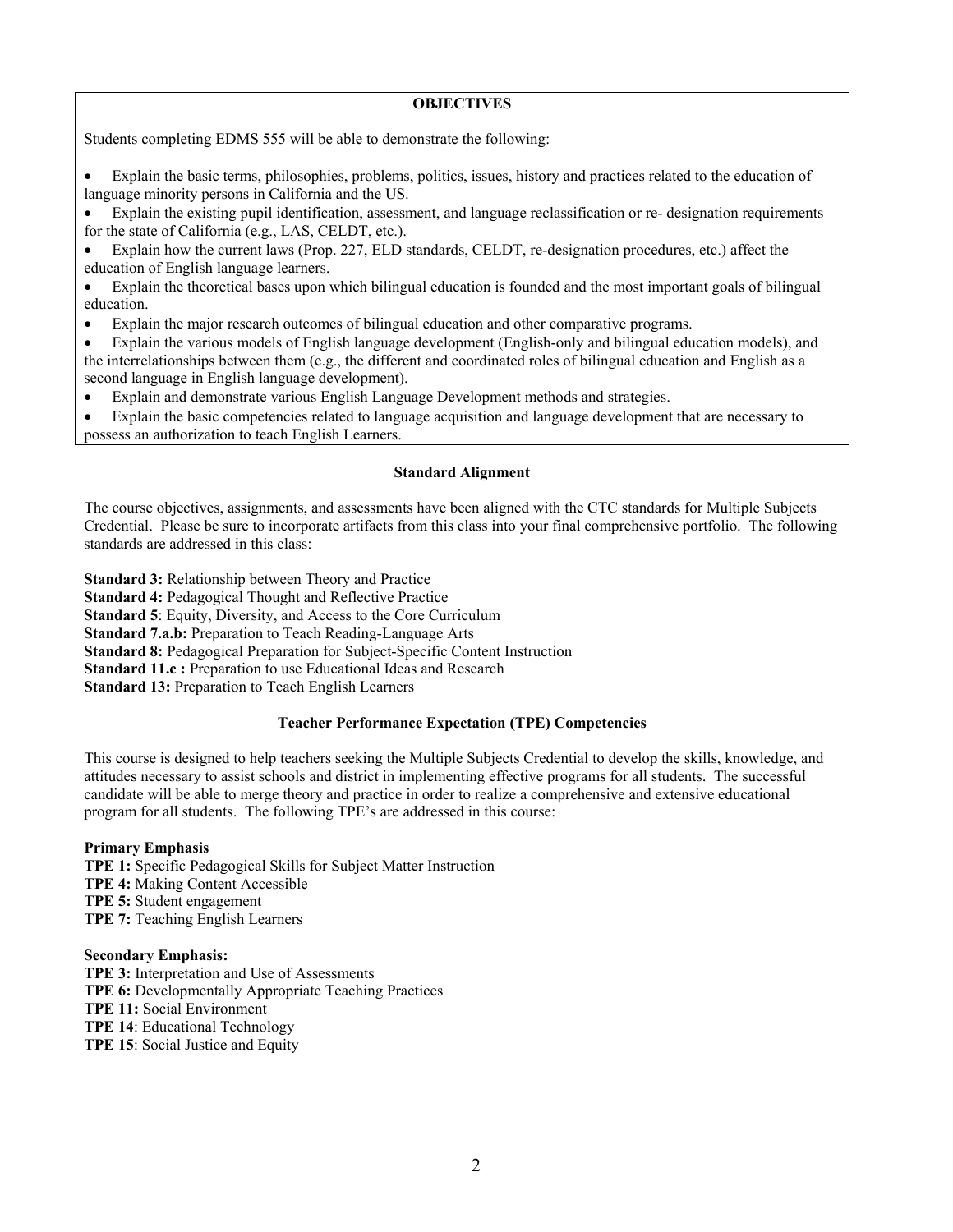## OBJECTIVES

Students completing EDMS 555 will be able to demonstrate the following:

- Explain the basic terms, philosophies, problems, politics, issues, history and practices related to the education of language minority persons in California and the US.
- Explain the existing pupil identification, assessment, and language reclassification or re- designation requirements for the state of California (e.g., LAS, CELDT, etc.).
- Explain how the current laws (Prop. 227, ELD standards, CELDT, re-designation procedures, etc.) affect the education of English language learners.
- Explain the theoretical bases upon which bilingual education is founded and the most important goals of bilingual education.
- Explain the major research outcomes of bilingual education and other comparative programs.
- Explain the various models of English language development (English-only and bilingual education models), and the interrelationships between them (e.g., the different and coordinated roles of bilingual education and English as a second language in English language development).
- Explain and demonstrate various English Language Development methods and strategies.
- Explain the basic competencies related to language acquisition and language development that are necessary to possess an authorization to teach English Learners.

## Standard Alignment

The course objectives, assignments, and assessments have been aligned with the CTC standards for Multiple Subjects Credential. Please be sure to incorporate artifacts from this class into your final comprehensive portfolio. The following standards are addressed in this class:

**Standard 3:** Relationship between Theory and Practice
**Standard 4:** Pedagogical Thought and Reflective Practice
**Standard 5**: Equity, Diversity, and Access to the Core Curriculum
**Standard 7.a.b:** Preparation to Teach Reading-Language Arts
**Standard 8:** Pedagogical Preparation for Subject-Specific Content Instruction
**Standard 11.c :** Preparation to use Educational Ideas and Research
**Standard 13:** Preparation to Teach English Learners

## Teacher Performance Expectation (TPE) Competencies

This course is designed to help teachers seeking the Multiple Subjects Credential to develop the skills, knowledge, and attitudes necessary to assist schools and district in implementing effective programs for all students. The successful candidate will be able to merge theory and practice in order to realize a comprehensive and extensive educational program for all students. The following TPE's are addressed in this course:

**Primary Emphasis**
**TPE 1:** Specific Pedagogical Skills for Subject Matter Instruction
**TPE 4:** Making Content Accessible
**TPE 5:** Student engagement
**TPE 7:** Teaching English Learners

**Secondary Emphasis:**
**TPE 3:** Interpretation and Use of Assessments
**TPE 6:** Developmentally Appropriate Teaching Practices
**TPE 11:** Social Environment
**TPE 14**: Educational Technology
**TPE 15**: Social Justice and Equity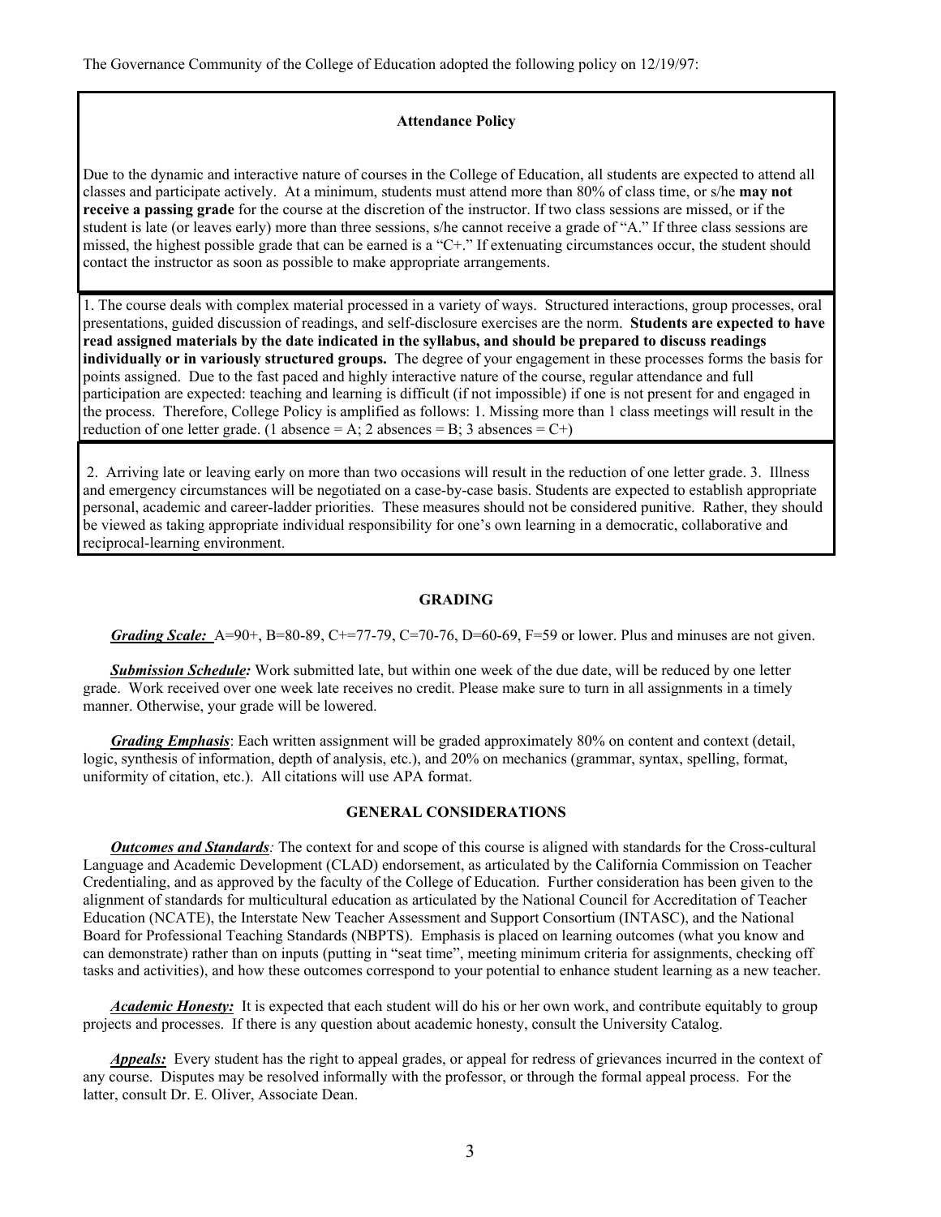The Governance Community of the College of Education adopted the following policy on 12/19/97:

**Attendance Policy**

Due to the dynamic and interactive nature of courses in the College of Education, all students are expected to attend all classes and participate actively. At a minimum, students must attend more than 80% of class time, or s/he **may not receive a passing grade** for the course at the discretion of the instructor. If two class sessions are missed, or if the student is late (or leaves early) more than three sessions, s/he cannot receive a grade of "A." If three class sessions are missed, the highest possible grade that can be earned is a "C+." If extenuating circumstances occur, the student should contact the instructor as soon as possible to make appropriate arrangements.

1. The course deals with complex material processed in a variety of ways. Structured interactions, group processes, oral presentations, guided discussion of readings, and self-disclosure exercises are the norm. **Students are expected to have read assigned materials by the date indicated in the syllabus, and should be prepared to discuss readings individually or in variously structured groups.** The degree of your engagement in these processes forms the basis for points assigned. Due to the fast paced and highly interactive nature of the course, regular attendance and full participation are expected: teaching and learning is difficult (if not impossible) if one is not present for and engaged in the process. Therefore, College Policy is amplified as follows: 1. Missing more than 1 class meetings will result in the reduction of one letter grade. (1 absence = A; 2 absences = B; 3 absences = C+)

2. Arriving late or leaving early on more than two occasions will result in the reduction of one letter grade. 3. Illness and emergency circumstances will be negotiated on a case-by-case basis. Students are expected to establish appropriate personal, academic and career-ladder priorities. These measures should not be considered punitive. Rather, they should be viewed as taking appropriate individual responsibility for one's own learning in a democratic, collaborative and reciprocal-learning environment.

## GRADING

***Grading Scale:*** A=90+, B=80-89, C+=77-79, C=70-76, D=60-69, F=59 or lower. Plus and minuses are not given.

***Submission Schedule:*** Work submitted late, but within one week of the due date, will be reduced by one letter grade. Work received over one week late receives no credit. Please make sure to turn in all assignments in a timely manner. Otherwise, your grade will be lowered.

***Grading Emphasis***: Each written assignment will be graded approximately 80% on content and context (detail, logic, synthesis of information, depth of analysis, etc.), and 20% on mechanics (grammar, syntax, spelling, format, uniformity of citation, etc.). All citations will use APA format.

## GENERAL CONSIDERATIONS

***Outcomes and Standards:*** The context for and scope of this course is aligned with standards for the Cross-cultural Language and Academic Development (CLAD) endorsement, as articulated by the California Commission on Teacher Credentialing, and as approved by the faculty of the College of Education. Further consideration has been given to the alignment of standards for multicultural education as articulated by the National Council for Accreditation of Teacher Education (NCATE), the Interstate New Teacher Assessment and Support Consortium (INTASC), and the National Board for Professional Teaching Standards (NBPTS). Emphasis is placed on learning outcomes (what you know and can demonstrate) rather than on inputs (putting in "seat time", meeting minimum criteria for assignments, checking off tasks and activities), and how these outcomes correspond to your potential to enhance student learning as a new teacher.

***Academic Honesty:*** It is expected that each student will do his or her own work, and contribute equitably to group projects and processes. If there is any question about academic honesty, consult the University Catalog.

***Appeals:*** Every student has the right to appeal grades, or appeal for redress of grievances incurred in the context of any course. Disputes may be resolved informally with the professor, or through the formal appeal process. For the latter, consult Dr. E. Oliver, Associate Dean.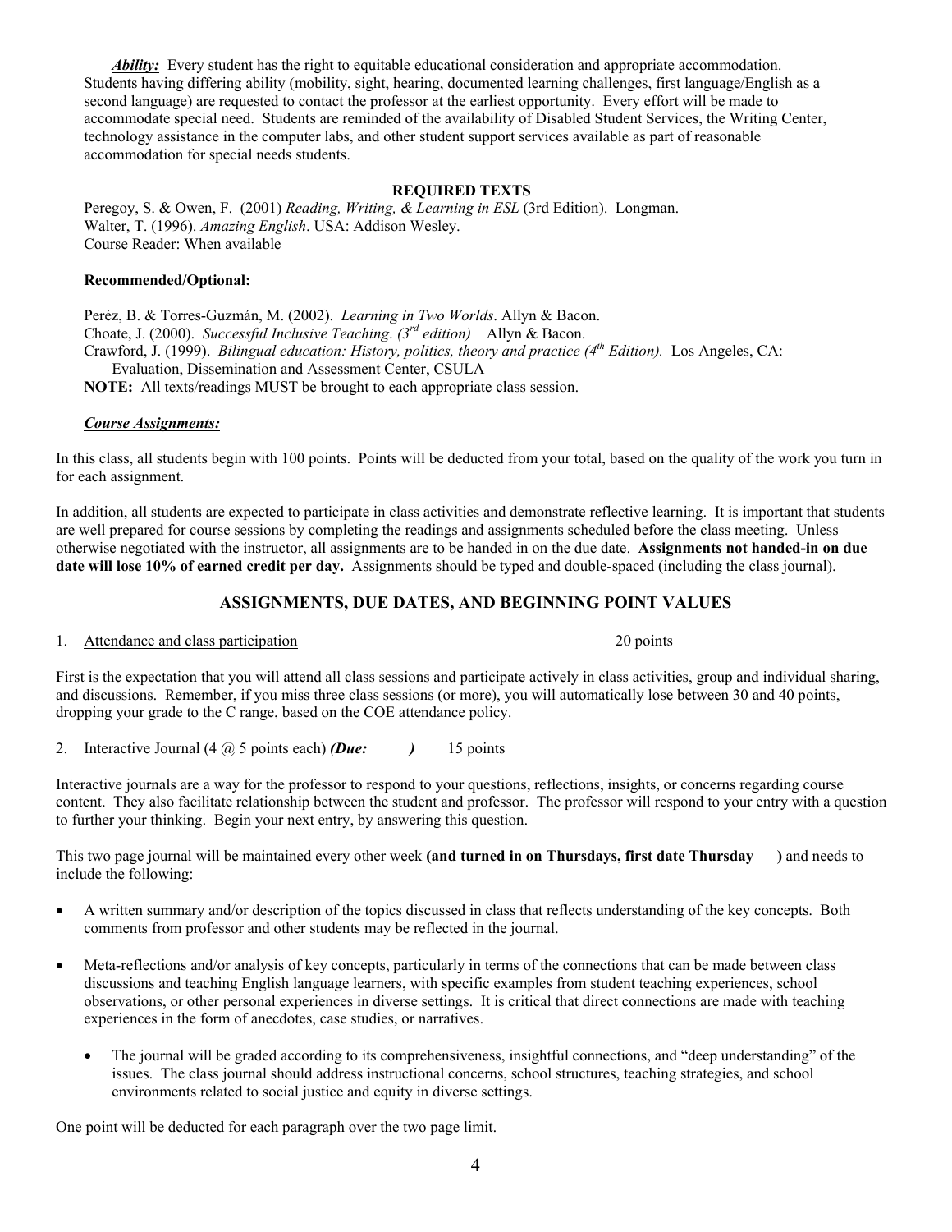***Ability:*** Every student has the right to equitable educational consideration and appropriate accommodation. Students having differing ability (mobility, sight, hearing, documented learning challenges, first language/English as a second language) are requested to contact the professor at the earliest opportunity. Every effort will be made to accommodate special need. Students are reminded of the availability of Disabled Student Services, the Writing Center, technology assistance in the computer labs, and other student support services available as part of reasonable accommodation for special needs students.

**REQUIRED TEXTS**

Peregoy, S. & Owen, F. (2001) *Reading, Writing, & Learning in ESL* (3rd Edition). Longman.
Walter, T. (1996). *Amazing English*. USA: Addison Wesley.
Course Reader: When available

**Recommended/Optional:**

Peréz, B. & Torres-Guzmán, M. (2002). *Learning in Two Worlds*. Allyn & Bacon.
Choate, J. (2000). *Successful Inclusive Teaching*. *(3rd edition)* Allyn & Bacon.
Crawford, J. (1999). *Bilingual education: History, politics, theory and practice (4th Edition).* Los Angeles, CA: Evaluation, Dissemination and Assessment Center, CSULA

**NOTE:** All texts/readings MUST be brought to each appropriate class session.

***Course Assignments:***

In this class, all students begin with 100 points. Points will be deducted from your total, based on the quality of the work you turn in for each assignment.

In addition, all students are expected to participate in class activities and demonstrate reflective learning. It is important that students are well prepared for course sessions by completing the readings and assignments scheduled before the class meeting. Unless otherwise negotiated with the instructor, all assignments are to be handed in on the due date. **Assignments not handed-in on due date will lose 10% of earned credit per day.** Assignments should be typed and double-spaced (including the class journal).

## ASSIGNMENTS, DUE DATES, AND BEGINNING POINT VALUES

1. Attendance and class participation 20 points

First is the expectation that you will attend all class sessions and participate actively in class activities, group and individual sharing, and discussions. Remember, if you miss three class sessions (or more), you will automatically lose between 30 and 40 points, dropping your grade to the C range, based on the COE attendance policy.

2. Interactive Journal (4 @ 5 points each) ***(Due: )*** 15 points

Interactive journals are a way for the professor to respond to your questions, reflections, insights, or concerns regarding course content. They also facilitate relationship between the student and professor. The professor will respond to your entry with a question to further your thinking. Begin your next entry, by answering this question.

This two page journal will be maintained every other week **(and turned in on Thursdays, first date Thursday )** and needs to include the following:

- A written summary and/or description of the topics discussed in class that reflects understanding of the key concepts. Both comments from professor and other students may be reflected in the journal.
- Meta-reflections and/or analysis of key concepts, particularly in terms of the connections that can be made between class discussions and teaching English language learners, with specific examples from student teaching experiences, school observations, or other personal experiences in diverse settings. It is critical that direct connections are made with teaching experiences in the form of anecdotes, case studies, or narratives.
  - The journal will be graded according to its comprehensiveness, insightful connections, and "deep understanding" of the issues. The class journal should address instructional concerns, school structures, teaching strategies, and school environments related to social justice and equity in diverse settings.

One point will be deducted for each paragraph over the two page limit.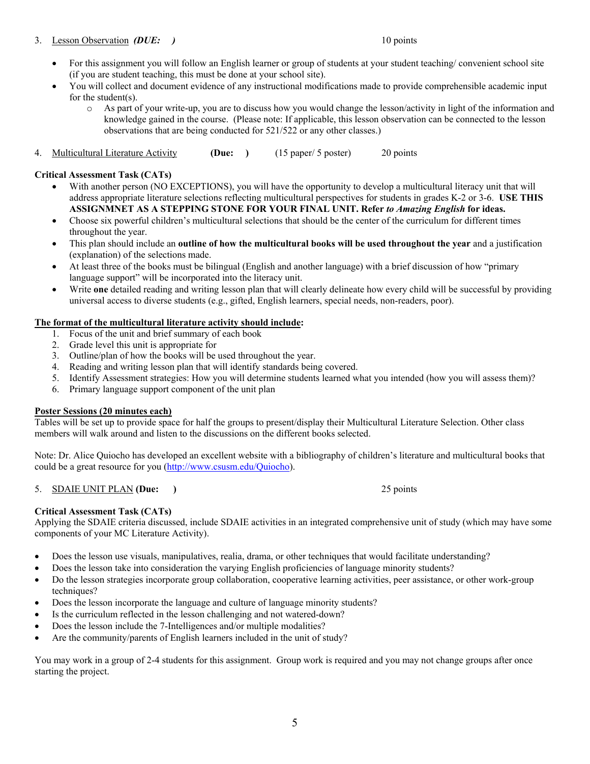3. Lesson Observation *(DUE: )* 10 points

- For this assignment you will follow an English learner or group of students at your student teaching/ convenient school site (if you are student teaching, this must be done at your school site).
- You will collect and document evidence of any instructional modifications made to provide comprehensible academic input for the student(s).
    - As part of your write-up, you are to discuss how you would change the lesson/activity in light of the information and knowledge gained in the course. (Please note: If applicable, this lesson observation can be connected to the lesson observations that are being conducted for 521/522 or any other classes.)

4. Multicultural Literature Activity **(Due: )** (15 paper/ 5 poster) 20 points

**Critical Assessment Task (CATs)**

- With another person (NO EXCEPTIONS), you will have the opportunity to develop a multicultural literacy unit that will address appropriate literature selections reflecting multicultural perspectives for students in grades K-2 or 3-6. **USE THIS ASSIGNMNET AS A STEPPING STONE FOR YOUR FINAL UNIT. Refer *to Amazing English* for ideas.**
- Choose six powerful children's multicultural selections that should be the center of the curriculum for different times throughout the year.
- This plan should include an **outline of how the multicultural books will be used throughout the year** and a justification (explanation) of the selections made.
- At least three of the books must be bilingual (English and another language) with a brief discussion of how "primary language support" will be incorporated into the literacy unit.
- Write **one** detailed reading and writing lesson plan that will clearly delineate how every child will be successful by providing universal access to diverse students (e.g., gifted, English learners, special needs, non-readers, poor).

**The format of the multicultural literature activity should include:**

1. Focus of the unit and brief summary of each book
2. Grade level this unit is appropriate for
3. Outline/plan of how the books will be used throughout the year.
4. Reading and writing lesson plan that will identify standards being covered.
5. Identify Assessment strategies: How you will determine students learned what you intended (how you will assess them)?
6. Primary language support component of the unit plan

**Poster Sessions (20 minutes each)**

Tables will be set up to provide space for half the groups to present/display their Multicultural Literature Selection. Other class members will walk around and listen to the discussions on the different books selected.

Note: Dr. Alice Quiocho has developed an excellent website with a bibliography of children's literature and multicultural books that could be a great resource for you (http://www.csusm.edu/Quiocho).

5. SDAIE UNIT PLAN **(Due: )** 25 points

**Critical Assessment Task (CATs)**

Applying the SDAIE criteria discussed, include SDAIE activities in an integrated comprehensive unit of study (which may have some components of your MC Literature Activity).

- Does the lesson use visuals, manipulatives, realia, drama, or other techniques that would facilitate understanding?
- Does the lesson take into consideration the varying English proficiencies of language minority students?
- Do the lesson strategies incorporate group collaboration, cooperative learning activities, peer assistance, or other work-group techniques?
- Does the lesson incorporate the language and culture of language minority students?
- Is the curriculum reflected in the lesson challenging and not watered-down?
- Does the lesson include the 7-Intelligences and/or multiple modalities?
- Are the community/parents of English learners included in the unit of study?

You may work in a group of 2-4 students for this assignment. Group work is required and you may not change groups after once starting the project.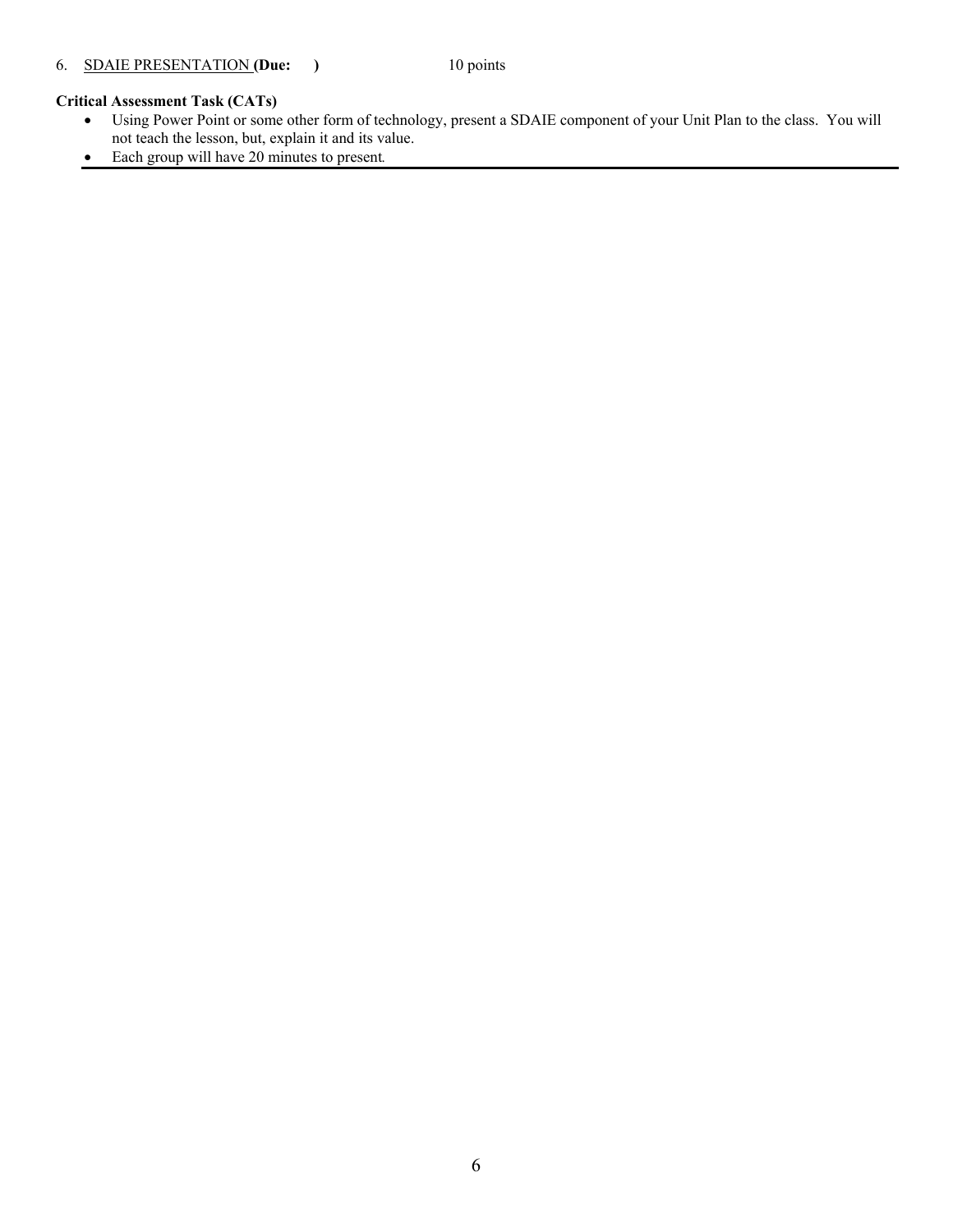6. <u>SDAIE PRESENTATION</u> **(Due: )** 10 points

**Critical Assessment Task (CATs)**

- Using Power Point or some other form of technology, present a SDAIE component of your Unit Plan to the class. You will not teach the lesson, but, explain it and its value.
- Each group will have 20 minutes to present.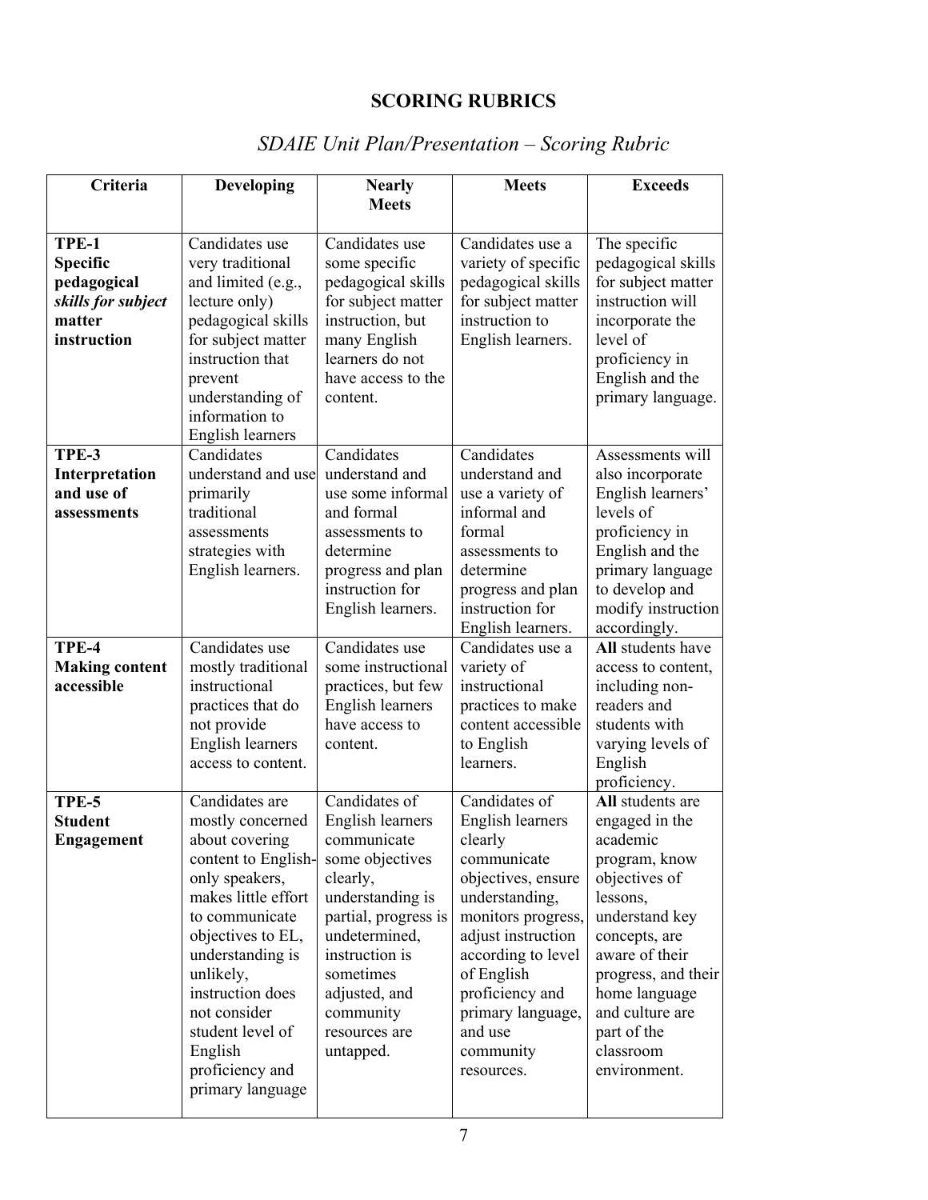## SCORING RUBRICS

### *SDAIE Unit Plan/Presentation – Scoring Rubric*

| Criteria | Developing | Nearly Meets | Meets | Exceeds |
|---|---|---|---|---|
| **TPE-1 Specific pedagogical *skills for subject* matter instruction** | Candidates use very traditional and limited (e.g., lecture only) pedagogical skills for subject matter instruction that prevent understanding of information to English learners | Candidates use some specific pedagogical skills for subject matter instruction, but many English learners do not have access to the content. | Candidates use a variety of specific pedagogical skills for subject matter instruction to English learners. | The specific pedagogical skills for subject matter instruction will incorporate the level of proficiency in English and the primary language. |
| **TPE-3 Interpretation and use of assessments** | Candidates understand and use primarily traditional assessments strategies with English learners. | Candidates understand and use some informal and formal assessments to determine progress and plan instruction for English learners. | Candidates understand and use a variety of informal and formal assessments to determine progress and plan instruction for English learners. | Assessments will also incorporate English learners' levels of proficiency in English and the primary language to develop and modify instruction accordingly. |
| **TPE-4 Making content accessible** | Candidates use mostly traditional instructional practices that do not provide English learners access to content. | Candidates use some instructional practices, but few English learners have access to content. | Candidates use a variety of instructional practices to make content accessible to English learners. | **All** students have access to content, including non-readers and students with varying levels of English proficiency. |
| **TPE-5 Student Engagement** | Candidates are mostly concerned about covering content to English-only speakers, makes little effort to communicate objectives to EL, understanding is unlikely, instruction does not consider student level of English proficiency and primary language | Candidates of English learners communicate some objectives clearly, understanding is partial, progress is undetermined, instruction is sometimes adjusted, and community resources are untapped. | Candidates of English learners clearly communicate objectives, ensure understanding, monitors progress, adjust instruction according to level of English proficiency and primary language, and use community resources. | **All** students are engaged in the academic program, know objectives of lessons, understand key concepts, are aware of their progress, and their home language and culture are part of the classroom environment. |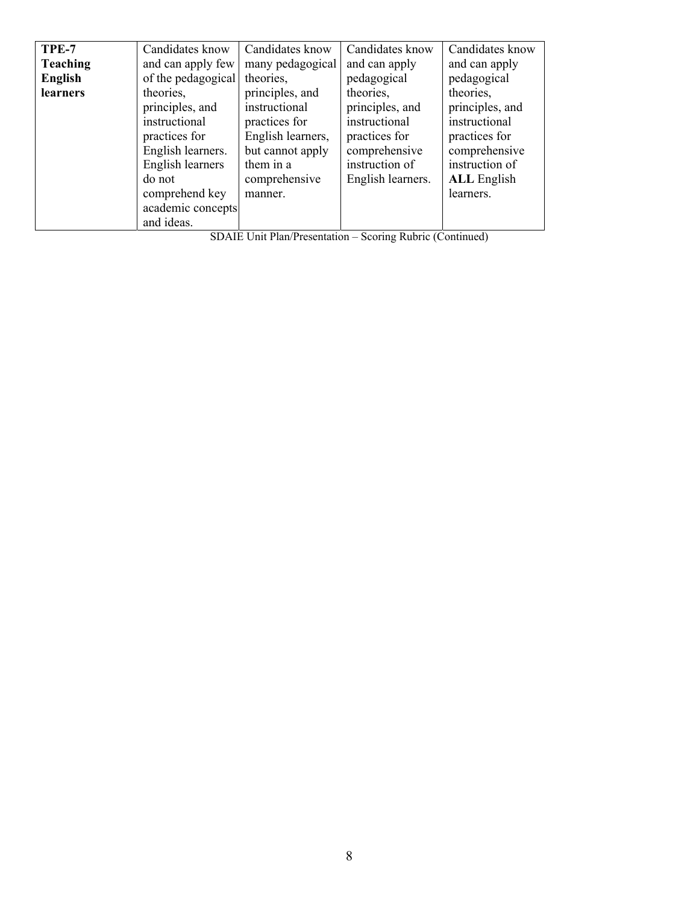| **TPE-7 Teaching English learners** | Candidates know and can apply few of the pedagogical theories, principles, and instructional practices for English learners. English learners do not comprehend key academic concepts and ideas. | Candidates know many pedagogical theories, principles, and instructional practices for English learners, but cannot apply them in a comprehensive manner. | Candidates know and can apply pedagogical theories, principles, and instructional practices for comprehensive instruction of English learners. | Candidates know and can apply pedagogical theories, principles, and instructional practices for comprehensive instruction of **ALL** English learners. |
|---|---|---|---|---|

SDAIE Unit Plan/Presentation – Scoring Rubric (Continued)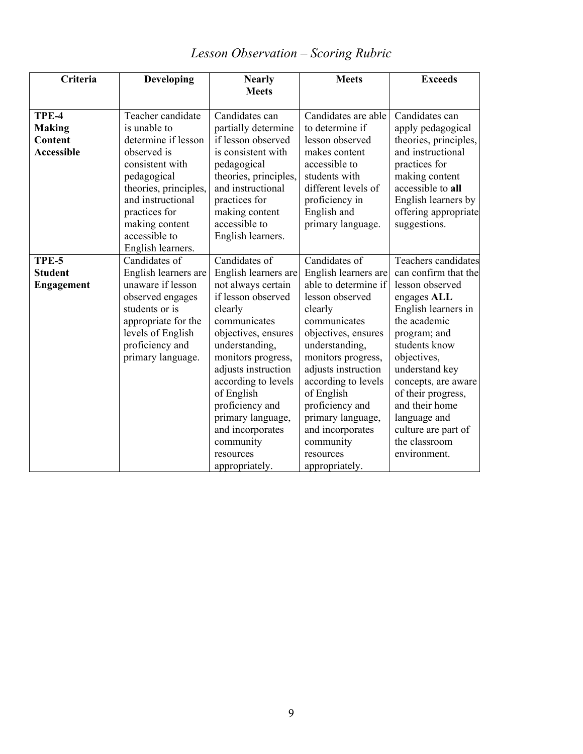*Lesson Observation – Scoring Rubric*

| Criteria | Developing | Nearly Meets | Meets | Exceeds |
|---|---|---|---|---|
| **TPE-4 Making Content Accessible** | Teacher candidate is unable to determine if lesson observed is consistent with pedagogical theories, principles, and instructional practices for making content accessible to English learners. | Candidates can partially determine if lesson observed is consistent with pedagogical theories, principles, and instructional practices for making content accessible to English learners. | Candidates are able to determine if lesson observed makes content accessible to students with different levels of proficiency in English and primary language. | Candidates can apply pedagogical theories, principles, and instructional practices for making content accessible to **all** English learners by offering appropriate suggestions. |
| **TPE-5 Student Engagement** | Candidates of English learners are unaware if lesson observed engages students or is appropriate for the levels of English proficiency and primary language. | Candidates of English learners are not always certain if lesson observed clearly communicates objectives, ensures understanding, monitors progress, adjusts instruction according to levels of English proficiency and primary language, and incorporates community resources appropriately. | Candidates of English learners are able to determine if lesson observed clearly communicates objectives, ensures understanding, monitors progress, adjusts instruction according to levels of English proficiency and primary language, and incorporates community resources appropriately. | Teachers candidates can confirm that the lesson observed engages **ALL** English learners in the academic program; and students know objectives, understand key concepts, are aware of their progress, and their home language and culture are part of the classroom environment. |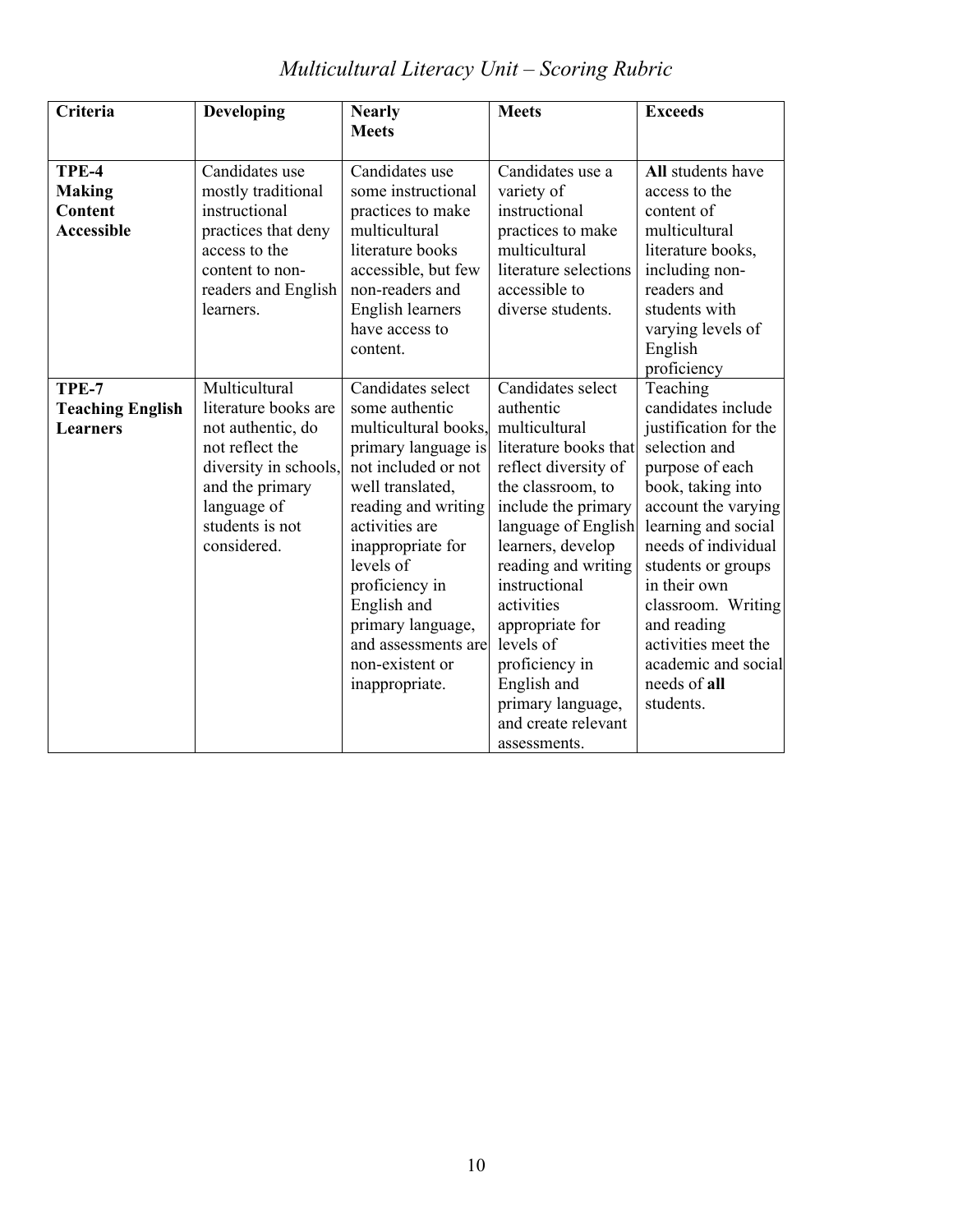# *Multicultural Literacy Unit – Scoring Rubric*

| Criteria | Developing | Nearly Meets | Meets | Exceeds |
|---|---|---|---|---|
| **TPE-4 Making Content Accessible** | Candidates use mostly traditional instructional practices that deny access to the content to non-readers and English learners. | Candidates use some instructional practices to make multicultural literature books accessible, but few non-readers and English learners have access to content. | Candidates use a variety of instructional practices to make multicultural literature selections accessible to diverse students. | **All** students have access to the content of multicultural literature books, including non-readers and students with varying levels of English proficiency |
| **TPE-7 Teaching English Learners** | Multicultural literature books are not authentic, do not reflect the diversity in schools, and the primary language of students is not considered. | Candidates select some authentic multicultural books, primary language is not included or not well translated, reading and writing activities are inappropriate for levels of proficiency in English and primary language, and assessments are non-existent or inappropriate. | Candidates select authentic multicultural literature books that reflect diversity of the classroom, to include the primary language of English learners, develop reading and writing instructional activities appropriate for levels of proficiency in English and primary language, and create relevant assessments. | Teaching candidates include justification for the selection and purpose of each book, taking into account the varying learning and social needs of individual students or groups in their own classroom. Writing and reading activities meet the academic and social needs of **all** students. |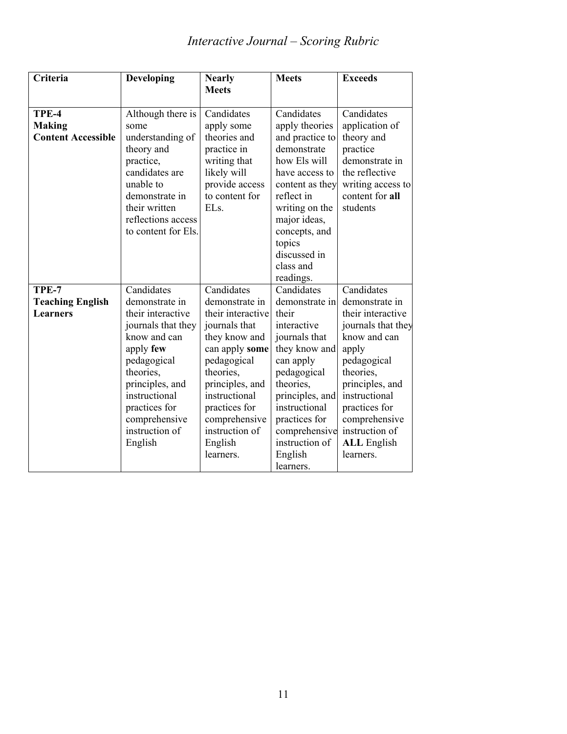## *Interactive Journal – Scoring Rubric*

| Criteria | Developing | Nearly Meets | Meets | Exceeds |
|---|---|---|---|---|
| **TPE-4 Making Content Accessible** | Although there is some understanding of theory and practice, candidates are unable to demonstrate in their written reflections access to content for Els. | Candidates apply some theories and practice in writing that likely will provide access to content for ELs. | Candidates apply theories and practice to demonstrate how Els will have access to content as they reflect in writing on the major ideas, concepts, and topics discussed in class and readings. | Candidates application of theory and practice demonstrate in the reflective writing access to content for **all** students |
| **TPE-7 Teaching English Learners** | Candidates demonstrate in their interactive journals that they know and can apply **few** pedagogical theories, principles, and instructional practices for comprehensive instruction of English | Candidates demonstrate in their interactive journals that they know and can apply **some** pedagogical theories, principles, and instructional practices for comprehensive instruction of English learners. | Candidates demonstrate in their interactive journals that they know and can apply pedagogical theories, principles, and instructional practices for comprehensive instruction of English learners. | Candidates demonstrate in their interactive journals that they know and can apply pedagogical theories, principles, and instructional practices for comprehensive instruction of **ALL** English learners. |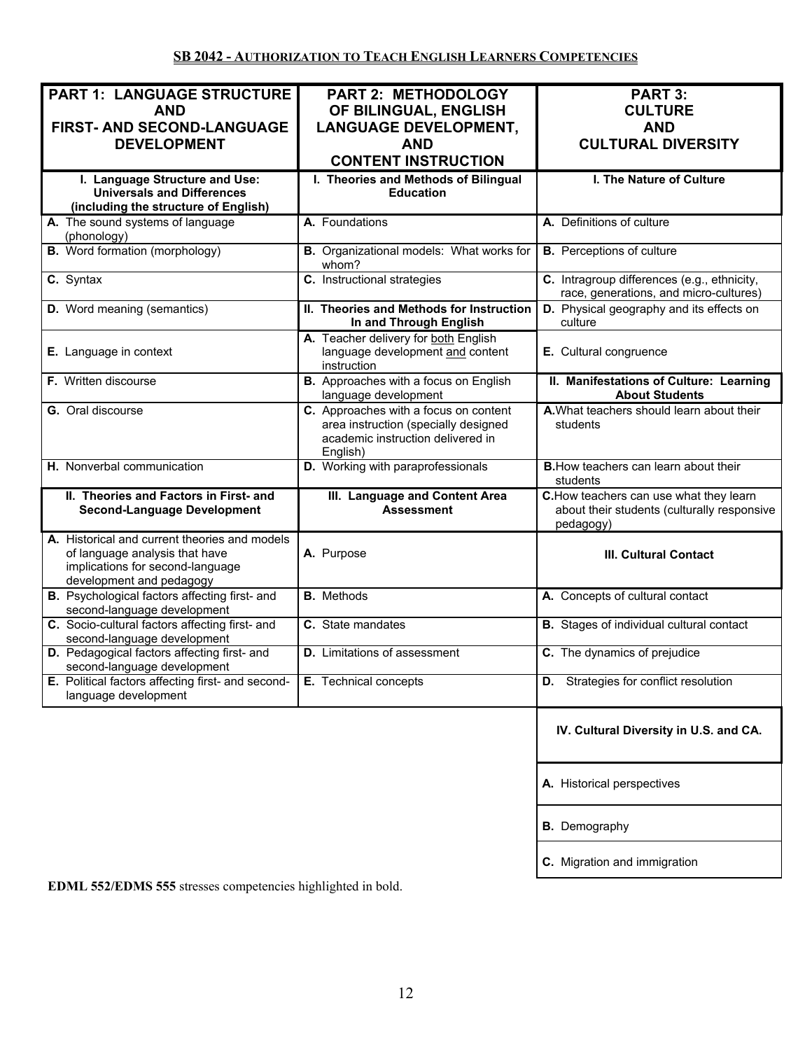## SB 2042 - AUTHORIZATION TO TEACH ENGLISH LEARNERS COMPETENCIES

| **PART 1: LANGUAGE STRUCTURE AND FIRST- AND SECOND-LANGUAGE DEVELOPMENT** | **PART 2: METHODOLOGY OF BILINGUAL, ENGLISH LANGUAGE DEVELOPMENT, AND CONTENT INSTRUCTION** | **PART 3: CULTURE AND CULTURAL DIVERSITY** |
|---|---|---|
| **I. Language Structure and Use: Universals and Differences (including the structure of English)** | **I. Theories and Methods of Bilingual Education** | **I. The Nature of Culture** |
| **A.** The sound systems of language (phonology) | **A.** Foundations | **A.** Definitions of culture |
| **B.** Word formation (morphology) | **B.** Organizational models: What works for whom? | **B.** Perceptions of culture |
| **C.** Syntax | **C.** Instructional strategies | **C.** Intragroup differences (e.g., ethnicity, race, generations, and micro-cultures) |
| **D.** Word meaning (semantics) | **II. Theories and Methods for Instruction In and Through English** | **D.** Physical geography and its effects on culture |
| **E.** Language in context | **A.** Teacher delivery for both English language development and content instruction | **E.** Cultural congruence |
| **F.** Written discourse | **B.** Approaches with a focus on English language development | **II. Manifestations of Culture: Learning About Students** |
| **G.** Oral discourse | **C.** Approaches with a focus on content area instruction (specially designed academic instruction delivered in English) | **A.** What teachers should learn about their students |
| **H.** Nonverbal communication | **D.** Working with paraprofessionals | **B.** How teachers can learn about their students |
| **II. Theories and Factors in First- and Second-Language Development** | **III. Language and Content Area Assessment** | **C.** How teachers can use what they learn about their students (culturally responsive pedagogy) |
| **A.** Historical and current theories and models of language analysis that have implications for second-language development and pedagogy | **A.** Purpose | **III. Cultural Contact** |
| **B.** Psychological factors affecting first- and second-language development | **B.** Methods | **A.** Concepts of cultural contact |
| **C.** Socio-cultural factors affecting first- and second-language development | **C.** State mandates | **B.** Stages of individual cultural contact |
| **D.** Pedagogical factors affecting first- and second-language development | **D.** Limitations of assessment | **C.** The dynamics of prejudice |
| **E.** Political factors affecting first- and second-language development | **E.** Technical concepts | **D.** Strategies for conflict resolution |
| | | **IV. Cultural Diversity in U.S. and CA.** |
| | | **A.** Historical perspectives |
| | | **B.** Demography |
| | | **C.** Migration and immigration |

**EDML 552/EDMS 555** stresses competencies highlighted in bold.